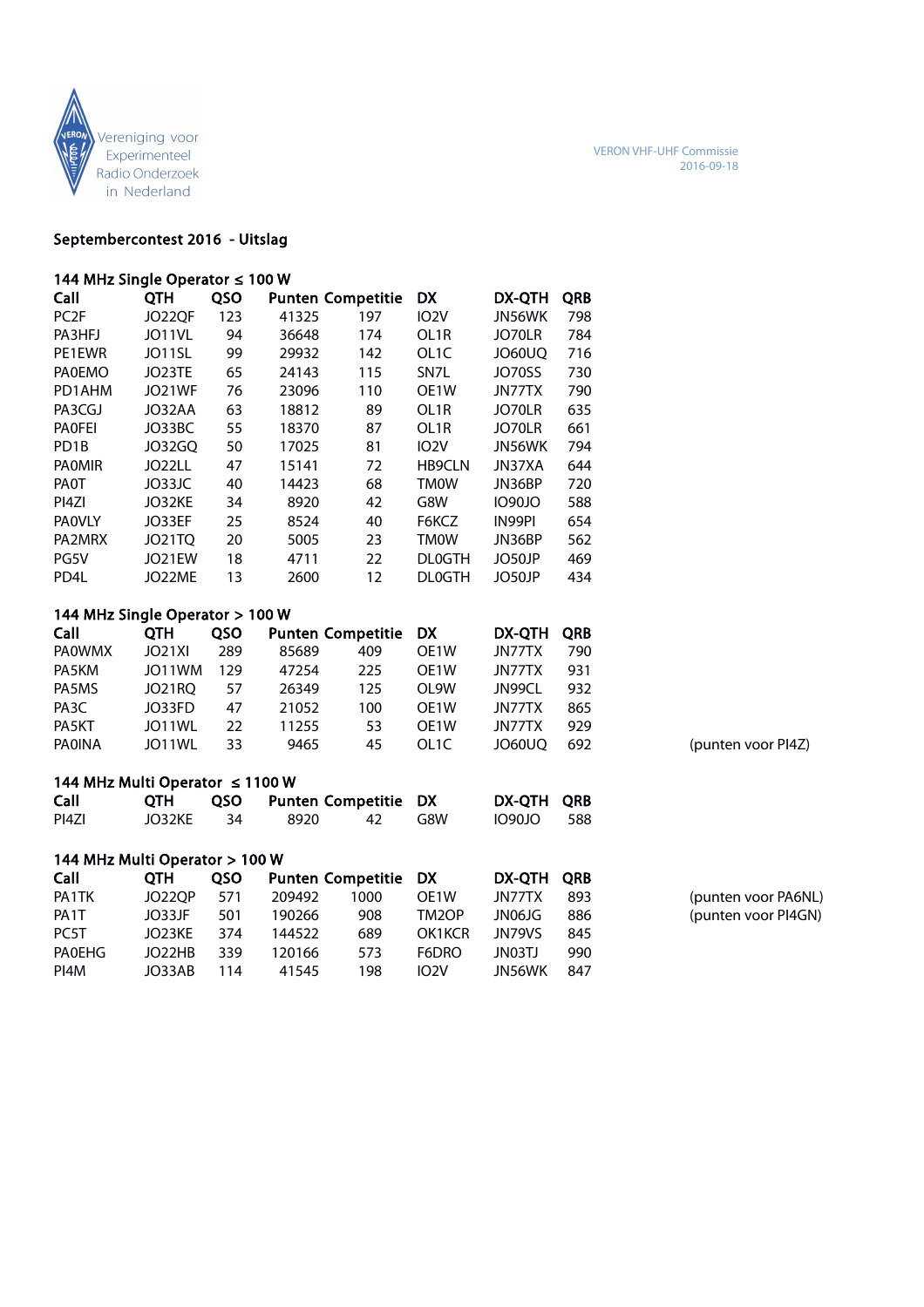Vereniging voor Experimenteel Radio Onderzoek in Nederland

VERON VHF-UHF Commissie
2016-09-18

## Septembercontest 2016 - Uitslag

### 144 MHz Single Operator ≤ 100 W

| Call | QTH | QSO | Punten | Competitie | DX | DX-QTH | QRB |
|---|---|---|---|---|---|---|---|
| PC2F | JO22QF | 123 | 41325 | 197 | IO2V | JN56WK | 798 |
| PA3HFJ | JO11VL | 94 | 36648 | 174 | OL1R | JO70LR | 784 |
| PE1EWR | JO11SL | 99 | 29932 | 142 | OL1C | JO60UQ | 716 |
| PA0EMO | JO23TE | 65 | 24143 | 115 | SN7L | JO70SS | 730 |
| PD1AHM | JO21WF | 76 | 23096 | 110 | OE1W | JN77TX | 790 |
| PA3CGJ | JO32AA | 63 | 18812 | 89 | OL1R | JO70LR | 635 |
| PA0FEI | JO33BC | 55 | 18370 | 87 | OL1R | JO70LR | 661 |
| PD1B | JO32GQ | 50 | 17025 | 81 | IO2V | JN56WK | 794 |
| PA0MIR | JO22LL | 47 | 15141 | 72 | HB9CLN | JN37XA | 644 |
| PA0T | JO33JC | 40 | 14423 | 68 | TM0W | JN36BP | 720 |
| PI4ZI | JO32KE | 34 | 8920 | 42 | G8W | IO90JO | 588 |
| PA0VLY | JO33EF | 25 | 8524 | 40 | F6KCZ | IN99PI | 654 |
| PA2MRX | JO21TQ | 20 | 5005 | 23 | TM0W | JN36BP | 562 |
| PG5V | JO21EW | 18 | 4711 | 22 | DL0GTH | JO50JP | 469 |
| PD4L | JO22ME | 13 | 2600 | 12 | DL0GTH | JO50JP | 434 |

### 144 MHz Single Operator > 100 W

| Call | QTH | QSO | Punten | Competitie | DX | DX-QTH | QRB | |
|---|---|---|---|---|---|---|---|---|
| PA0WMX | JO21XI | 289 | 85689 | 409 | OE1W | JN77TX | 790 | |
| PA5KM | JO11WM | 129 | 47254 | 225 | OE1W | JN77TX | 931 | |
| PA5MS | JO21RQ | 57 | 26349 | 125 | OL9W | JN99CL | 932 | |
| PA3C | JO33FD | 47 | 21052 | 100 | OE1W | JN77TX | 865 | |
| PA5KT | JO11WL | 22 | 11255 | 53 | OE1W | JN77TX | 929 | |
| PA0INA | JO11WL | 33 | 9465 | 45 | OL1C | JO60UQ | 692 | (punten voor PI4Z) |

### 144 MHz Multi Operator ≤ 1100 W

| Call | QTH | QSO | Punten | Competitie | DX | DX-QTH | QRB |
|---|---|---|---|---|---|---|---|
| PI4ZI | JO32KE | 34 | 8920 | 42 | G8W | IO90JO | 588 |

### 144 MHz Multi Operator > 100 W

| Call | QTH | QSO | Punten | Competitie | DX | DX-QTH | QRB | |
|---|---|---|---|---|---|---|---|---|
| PA1TK | JO22QP | 571 | 209492 | 1000 | OE1W | JN77TX | 893 | (punten voor PA6NL) |
| PA1T | JO33JF | 501 | 190266 | 908 | TM2OP | JN06JG | 886 | (punten voor PI4GN) |
| PC5T | JO23KE | 374 | 144522 | 689 | OK1KCR | JN79VS | 845 | |
| PA0EHG | JO22HB | 339 | 120166 | 573 | F6DRO | JN03TJ | 990 | |
| PI4M | JO33AB | 114 | 41545 | 198 | IO2V | JN56WK | 847 | |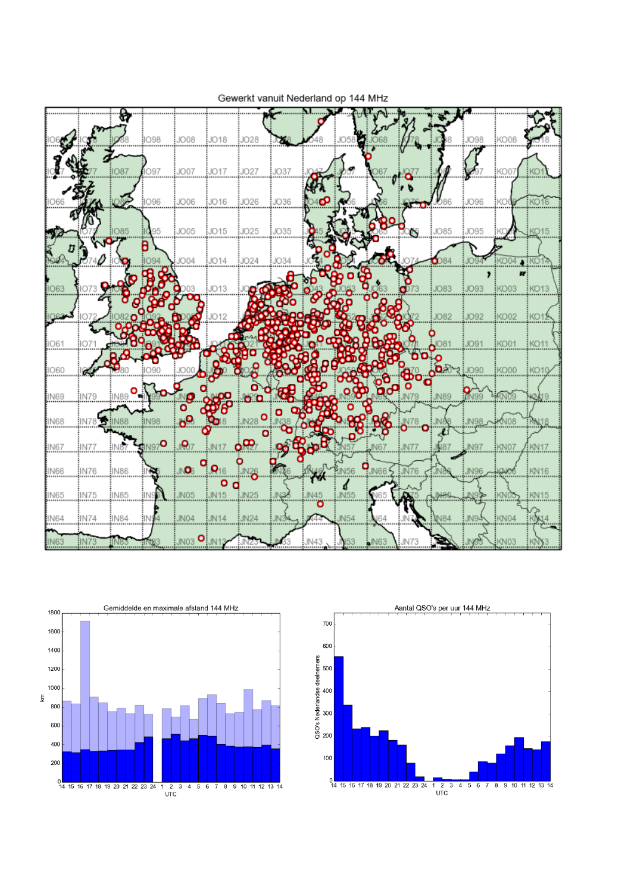Gewerkt vanuit Nederland op 144 MHz

Gemiddelde en maximale afstand 144 MHz

Aantal QSO's per uur 144 MHz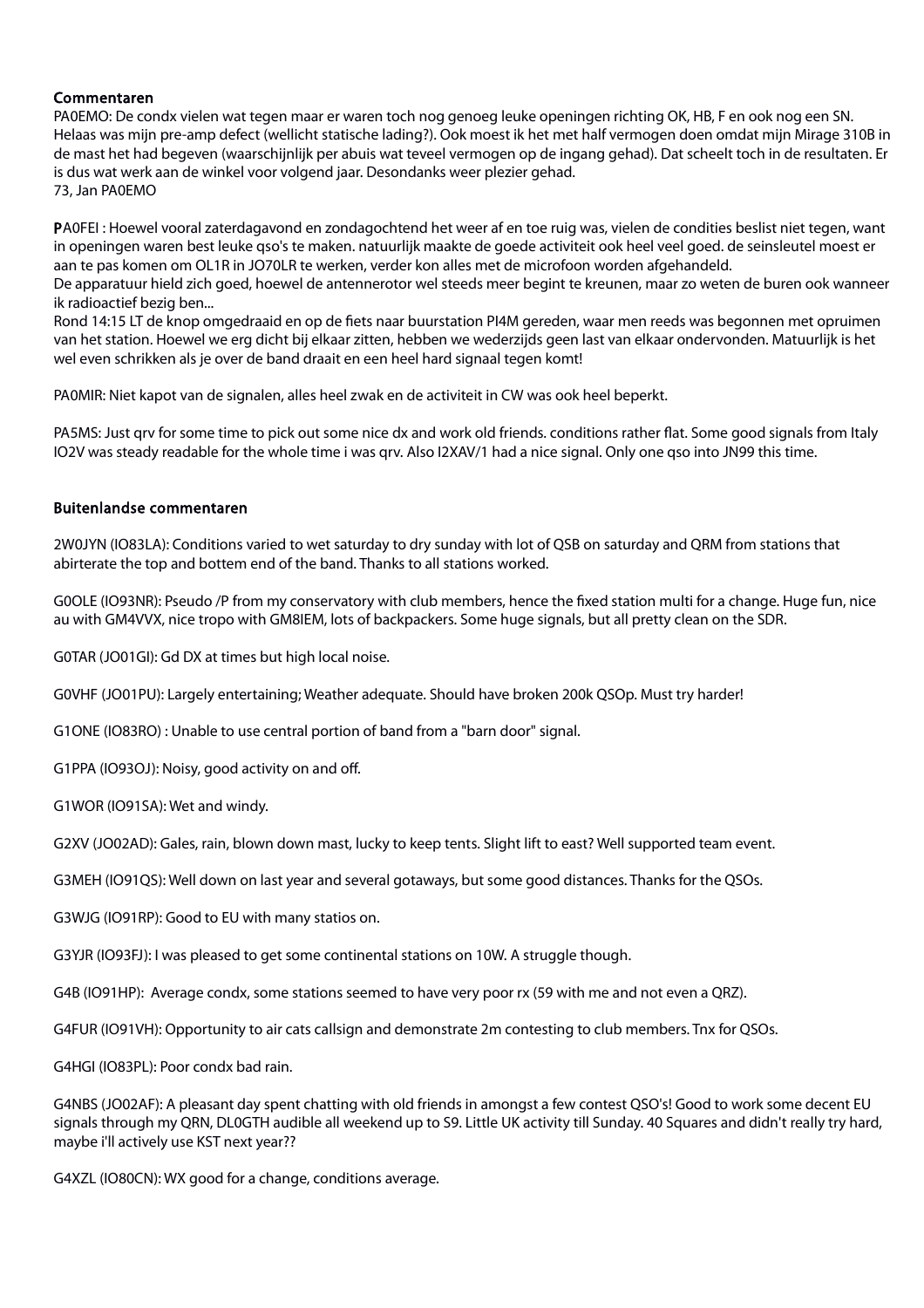### Commentaren

PA0EMO: De condx vielen wat tegen maar er waren toch nog genoeg leuke openingen richting OK, HB, F en ook nog een SN. Helaas was mijn pre-amp defect (wellicht statische lading?). Ook moest ik het met half vermogen doen omdat mijn Mirage 310B in de mast het had begeven (waarschijnlijk per abuis wat teveel vermogen op de ingang gehad). Dat scheelt toch in de resultaten. Er is dus wat werk aan de winkel voor volgend jaar. Desondanks weer plezier gehad.
73, Jan PA0EMO

PA0FEI : Hoewel vooral zaterdagavond en zondagochtend het weer af en toe ruig was, vielen de condities beslist niet tegen, want in openingen waren best leuke qso's te maken. natuurlijk maakte de goede activiteit ook heel veel goed. de seinsleutel moest er aan te pas komen om OL1R in JO70LR te werken, verder kon alles met de microfoon worden afgehandeld.
De apparatuur hield zich goed, hoewel de antennerotor wel steeds meer begint te kreunen, maar zo weten de buren ook wanneer ik radioactief bezig ben...
Rond 14:15 LT de knop omgedraaid en op de fiets naar buurstation PI4M gereden, waar men reeds was begonnen met opruimen van het station. Hoewel we erg dicht bij elkaar zitten, hebben we wederzijds geen last van elkaar ondervonden. Matuurlijk is het wel even schrikken als je over de band draait en een heel hard signaal tegen komt!

PA0MIR: Niet kapot van de signalen, alles heel zwak en de activiteit in CW was ook heel beperkt.

PA5MS: Just qrv for some time to pick out some nice dx and work old friends. conditions rather flat. Some good signals from Italy IO2V was steady readable for the whole time i was qrv. Also I2XAV/1 had a nice signal. Only one qso into JN99 this time.

### Buitenlandse commentaren

2W0JYN (IO83LA): Conditions varied to wet saturday to dry sunday with lot of QSB on saturday and QRM from stations that abirterate the top and bottem end of the band. Thanks to all stations worked.

G0OLE (IO93NR): Pseudo /P from my conservatory with club members, hence the fixed station multi for a change. Huge fun, nice au with GM4VVX, nice tropo with GM8IEM, lots of backpackers. Some huge signals, but all pretty clean on the SDR.

G0TAR (JO01GI): Gd DX at times but high local noise.

G0VHF (JO01PU): Largely entertaining; Weather adequate. Should have broken 200k QSOp. Must try harder!

G1ONE (IO83RO) : Unable to use central portion of band from a "barn door" signal.

G1PPA (IO93OJ): Noisy, good activity on and off.

G1WOR (IO91SA): Wet and windy.

G2XV (JO02AD): Gales, rain, blown down mast, lucky to keep tents. Slight lift to east? Well supported team event.

G3MEH (IO91QS): Well down on last year and several gotaways, but some good distances. Thanks for the QSOs.

G3WJG (IO91RP): Good to EU with many statios on.

G3YJR (IO93FJ): I was pleased to get some continental stations on 10W. A struggle though.

G4B (IO91HP): Average condx, some stations seemed to have very poor rx (59 with me and not even a QRZ).

G4FUR (IO91VH): Opportunity to air cats callsign and demonstrate 2m contesting to club members. Tnx for QSOs.

G4HGI (IO83PL): Poor condx bad rain.

G4NBS (JO02AF): A pleasant day spent chatting with old friends in amongst a few contest QSO's! Good to work some decent EU signals through my QRN, DL0GTH audible all weekend up to S9. Little UK activity till Sunday. 40 Squares and didn't really try hard, maybe i'll actively use KST next year??

G4XZL (IO80CN): WX good for a change, conditions average.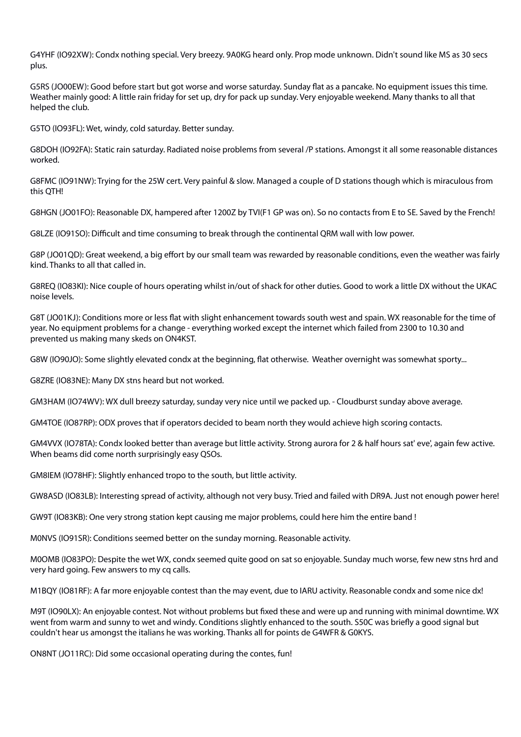G4YHF (IO92XW): Condx nothing special. Very breezy. 9A0KG heard only. Prop mode unknown. Didn't sound like MS as 30 secs plus.

G5RS (JO00EW): Good before start but got worse and worse saturday. Sunday flat as a pancake. No equipment issues this time. Weather mainly good: A little rain friday for set up, dry for pack up sunday. Very enjoyable weekend. Many thanks to all that helped the club.

G5TO (IO93FL): Wet, windy, cold saturday. Better sunday.

G8DOH (IO92FA): Static rain saturday. Radiated noise problems from several /P stations. Amongst it all some reasonable distances worked.

G8FMC (IO91NW): Trying for the 25W cert. Very painful & slow. Managed a couple of D stations though which is miraculous from this QTH!

G8HGN (JO01FO): Reasonable DX, hampered after 1200Z by TVI(F1 GP was on). So no contacts from E to SE. Saved by the French!

G8LZE (IO91SO): Difficult and time consuming to break through the continental QRM wall with low power.

G8P (JO01QD): Great weekend, a big effort by our small team was rewarded by reasonable conditions, even the weather was fairly kind. Thanks to all that called in.

G8REQ (IO83KI): Nice couple of hours operating whilst in/out of shack for other duties. Good to work a little DX without the UKAC noise levels.

G8T (JO01KJ): Conditions more or less flat with slight enhancement towards south west and spain. WX reasonable for the time of year. No equipment problems for a change - everything worked except the internet which failed from 2300 to 10.30 and prevented us making many skeds on ON4KST.

G8W (IO90JO): Some slightly elevated condx at the beginning, flat otherwise. Weather overnight was somewhat sporty...

G8ZRE (IO83NE): Many DX stns heard but not worked.

GM3HAM (IO74WV): WX dull breezy saturday, sunday very nice until we packed up. - Cloudburst sunday above average.

GM4TOE (IO87RP): ODX proves that if operators decided to beam north they would achieve high scoring contacts.

GM4VVX (IO78TA): Condx looked better than average but little activity. Strong aurora for 2 & half hours sat' eve', again few active. When beams did come north surprisingly easy QSOs.

GM8IEM (IO78HF): Slightly enhanced tropo to the south, but little activity.

GW8ASD (IO83LB): Interesting spread of activity, although not very busy. Tried and failed with DR9A. Just not enough power here!

GW9T (IO83KB): One very strong station kept causing me major problems, could here him the entire band !

M0NVS (IO91SR): Conditions seemed better on the sunday morning. Reasonable activity.

M0OMB (IO83PO): Despite the wet WX, condx seemed quite good on sat so enjoyable. Sunday much worse, few new stns hrd and very hard going. Few answers to my cq calls.

M1BQY (IO81RF): A far more enjoyable contest than the may event, due to IARU activity. Reasonable condx and some nice dx!

M9T (IO90LX): An enjoyable contest. Not without problems but fixed these and were up and running with minimal downtime. WX went from warm and sunny to wet and windy. Conditions slightly enhanced to the south. S50C was briefly a good signal but couldn't hear us amongst the italians he was working. Thanks all for points de G4WFR & G0KYS.

ON8NT (JO11RC): Did some occasional operating during the contes, fun!